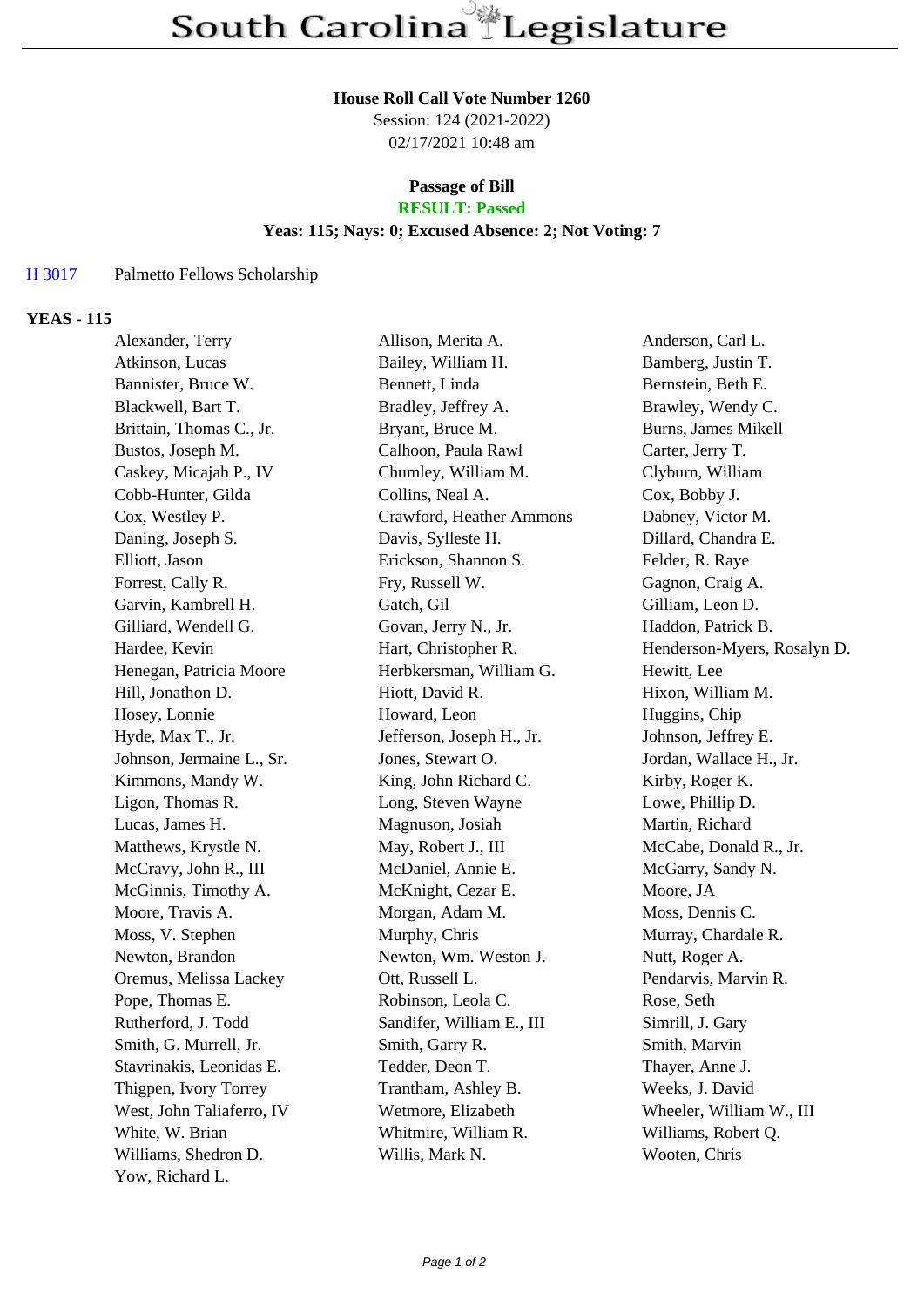# South Carolina Legislature

**House Roll Call Vote Number 1260**
Session: 124 (2021-2022)
02/17/2021 10:48 am

**Passage of Bill**
**RESULT: Passed**
**Yeas: 115; Nays: 0; Excused Absence: 2; Not Voting: 7**

H 3017 Palmetto Fellows Scholarship

**YEAS - 115**

| | | |
|---|---|---|
| Alexander, Terry | Allison, Merita A. | Anderson, Carl L. |
| Atkinson, Lucas | Bailey, William H. | Bamberg, Justin T. |
| Bannister, Bruce W. | Bennett, Linda | Bernstein, Beth E. |
| Blackwell, Bart T. | Bradley, Jeffrey A. | Brawley, Wendy C. |
| Brittain, Thomas C., Jr. | Bryant, Bruce M. | Burns, James Mikell |
| Bustos, Joseph M. | Calhoon, Paula Rawl | Carter, Jerry T. |
| Caskey, Micajah P., IV | Chumley, William M. | Clyburn, William |
| Cobb-Hunter, Gilda | Collins, Neal A. | Cox, Bobby J. |
| Cox, Westley P. | Crawford, Heather Ammons | Dabney, Victor M. |
| Daning, Joseph S. | Davis, Sylleste H. | Dillard, Chandra E. |
| Elliott, Jason | Erickson, Shannon S. | Felder, R. Raye |
| Forrest, Cally R. | Fry, Russell W. | Gagnon, Craig A. |
| Garvin, Kambrell H. | Gatch, Gil | Gilliam, Leon D. |
| Gilliard, Wendell G. | Govan, Jerry N., Jr. | Haddon, Patrick B. |
| Hardee, Kevin | Hart, Christopher R. | Henderson-Myers, Rosalyn D. |
| Henegan, Patricia Moore | Herbkersman, William G. | Hewitt, Lee |
| Hill, Jonathon D. | Hiott, David R. | Hixon, William M. |
| Hosey, Lonnie | Howard, Leon | Huggins, Chip |
| Hyde, Max T., Jr. | Jefferson, Joseph H., Jr. | Johnson, Jeffrey E. |
| Johnson, Jermaine L., Sr. | Jones, Stewart O. | Jordan, Wallace H., Jr. |
| Kimmons, Mandy W. | King, John Richard C. | Kirby, Roger K. |
| Ligon, Thomas R. | Long, Steven Wayne | Lowe, Phillip D. |
| Lucas, James H. | Magnuson, Josiah | Martin, Richard |
| Matthews, Krystle N. | May, Robert J., III | McCabe, Donald R., Jr. |
| McCravy, John R., III | McDaniel, Annie E. | McGarry, Sandy N. |
| McGinnis, Timothy A. | McKnight, Cezar E. | Moore, JA |
| Moore, Travis A. | Morgan, Adam M. | Moss, Dennis C. |
| Moss, V. Stephen | Murphy, Chris | Murray, Chardale R. |
| Newton, Brandon | Newton, Wm. Weston J. | Nutt, Roger A. |
| Oremus, Melissa Lackey | Ott, Russell L. | Pendarvis, Marvin R. |
| Pope, Thomas E. | Robinson, Leola C. | Rose, Seth |
| Rutherford, J. Todd | Sandifer, William E., III | Simrill, J. Gary |
| Smith, G. Murrell, Jr. | Smith, Garry R. | Smith, Marvin |
| Stavrinakis, Leonidas E. | Tedder, Deon T. | Thayer, Anne J. |
| Thigpen, Ivory Torrey | Trantham, Ashley B. | Weeks, J. David |
| West, John Taliaferro, IV | Wetmore, Elizabeth | Wheeler, William W., III |
| White, W. Brian | Whitmire, William R. | Williams, Robert Q. |
| Williams, Shedron D. | Willis, Mark N. | Wooten, Chris |
| Yow, Richard L. | | |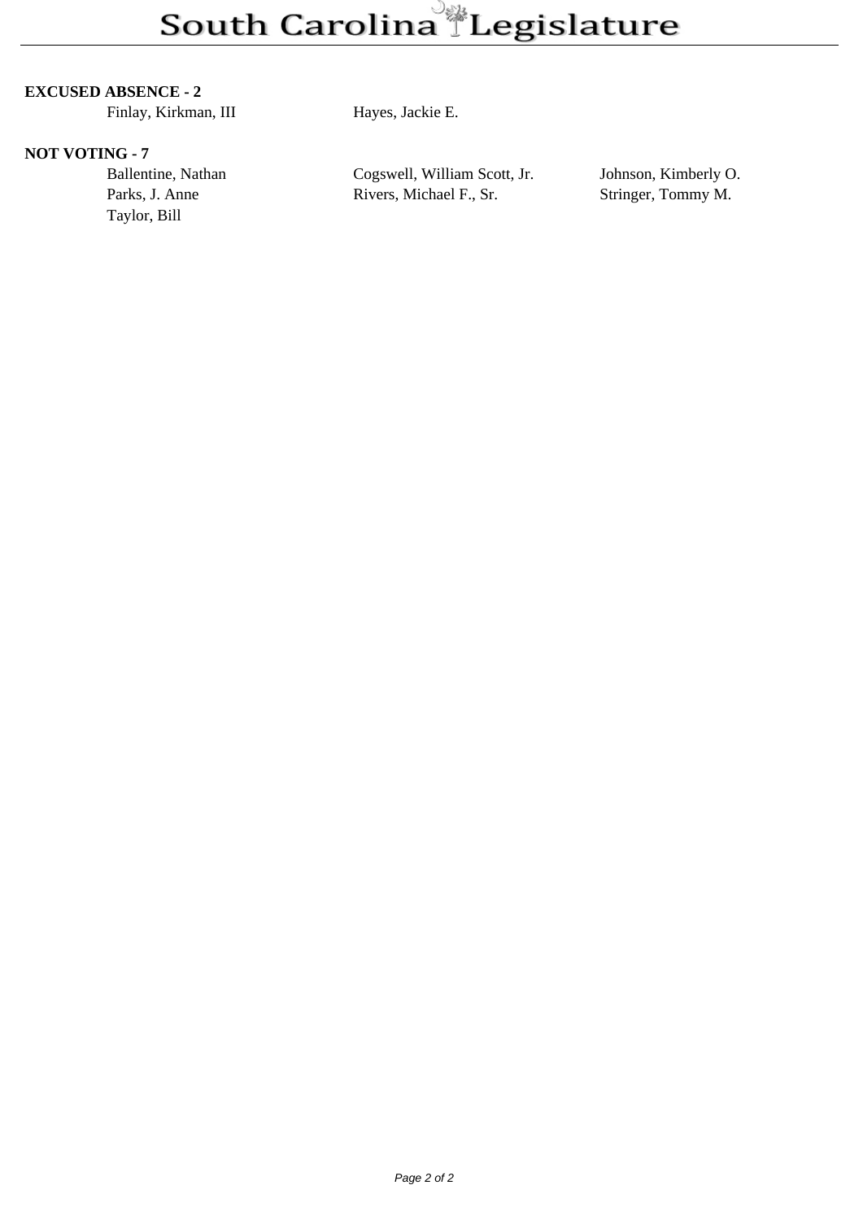**EXCUSED ABSENCE - 2**

| | |
|---|---|
| Finlay, Kirkman, III | Hayes, Jackie E. |

**NOT VOTING - 7**

| | | |
|---|---|---|
| Ballentine, Nathan | Cogswell, William Scott, Jr. | Johnson, Kimberly O. |
| Parks, J. Anne | Rivers, Michael F., Sr. | Stringer, Tommy M. |
| Taylor, Bill | | |